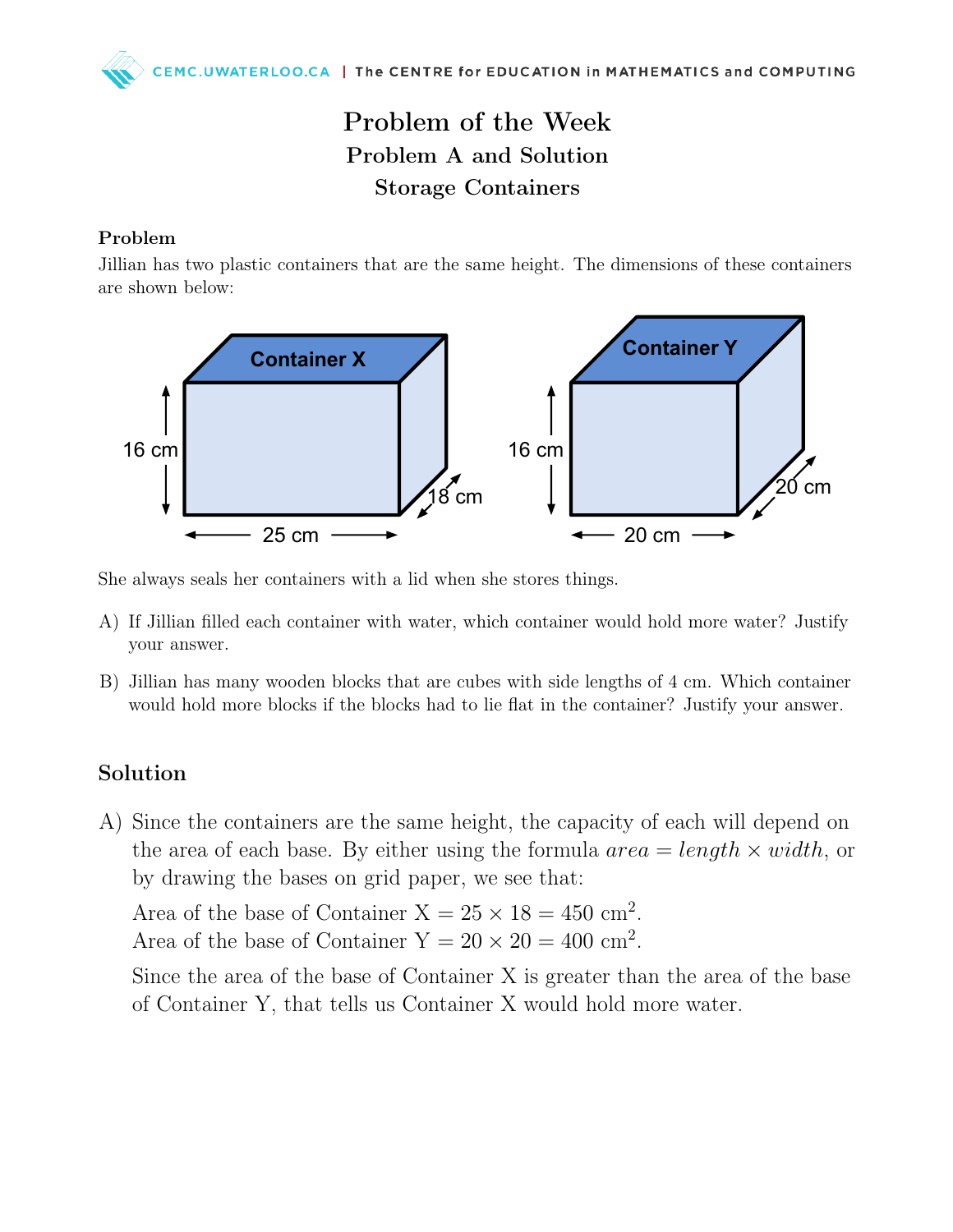# Problem of the Week

## Problem A and Solution

## Storage Containers

### Problem

Jillian has two plastic containers that are the same height. The dimensions of these containers are shown below:

She always seals her containers with a lid when she stores things.

A) If Jillian filled each container with water, which container would hold more water? Justify your answer.

B) Jillian has many wooden blocks that are cubes with side lengths of 4 cm. Which container would hold more blocks if the blocks had to lie flat in the container? Justify your answer.

## Solution

A) Since the containers are the same height, the capacity of each will depend on the area of each base. By either using the formula $area = length \times width$, or by drawing the bases on grid paper, we see that:

Area of the base of Container X $= 25 \times 18 = 450$ cm$^2$.
Area of the base of Container Y $= 20 \times 20 = 400$ cm$^2$.

Since the area of the base of Container X is greater than the area of the base of Container Y, that tells us Container X would hold more water.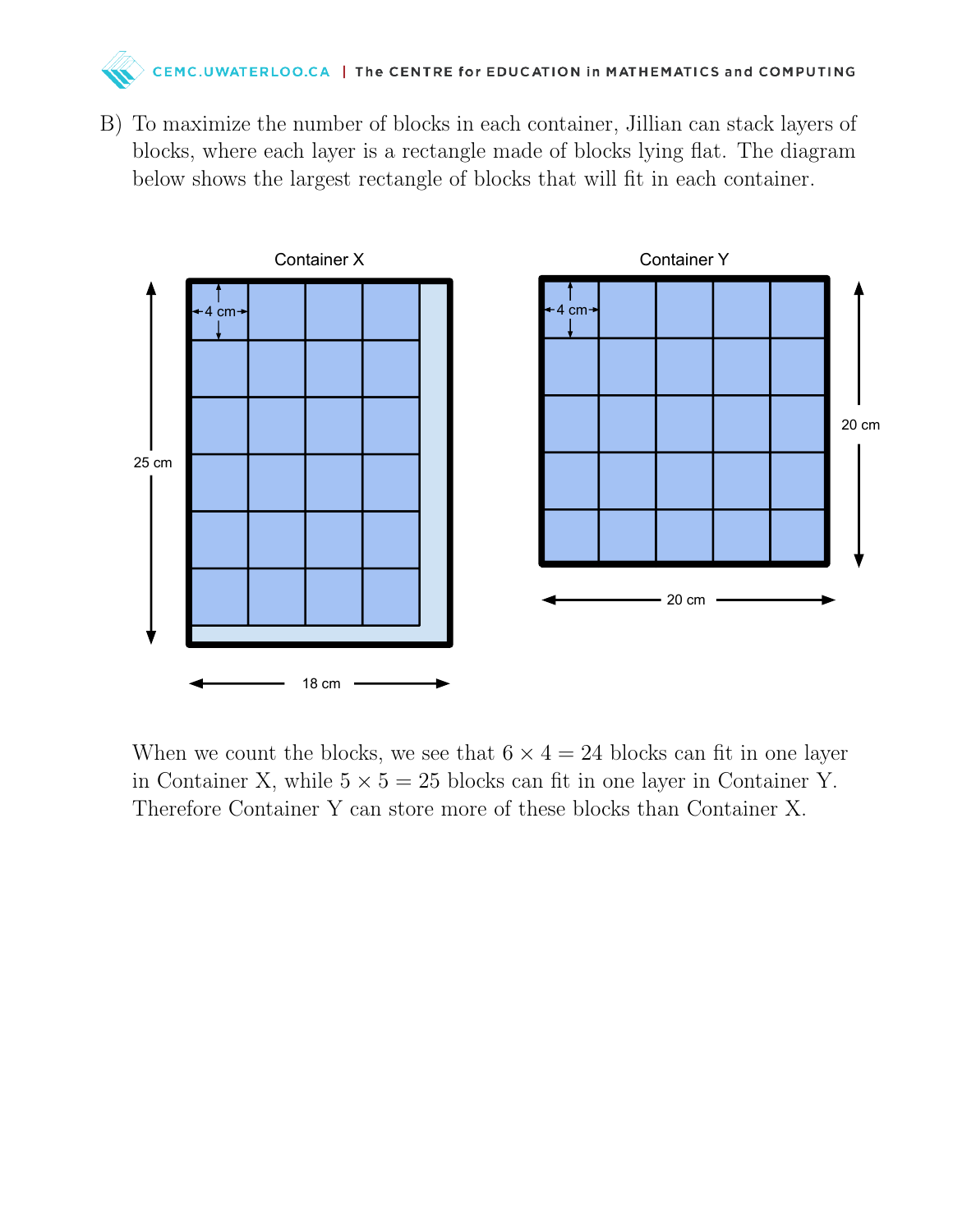B) To maximize the number of blocks in each container, Jillian can stack layers of blocks, where each layer is a rectangle made of blocks lying flat. The diagram below shows the largest rectangle of blocks that will fit in each container.

Container X

4 cm

4 cm

25 cm

18 cm

Container Y

4 cm

4 cm

20 cm

20 cm

When we count the blocks, we see that $6 \times 4 = 24$ blocks can fit in one layer in Container X, while $5 \times 5 = 25$ blocks can fit in one layer in Container Y. Therefore Container Y can store more of these blocks than Container X.